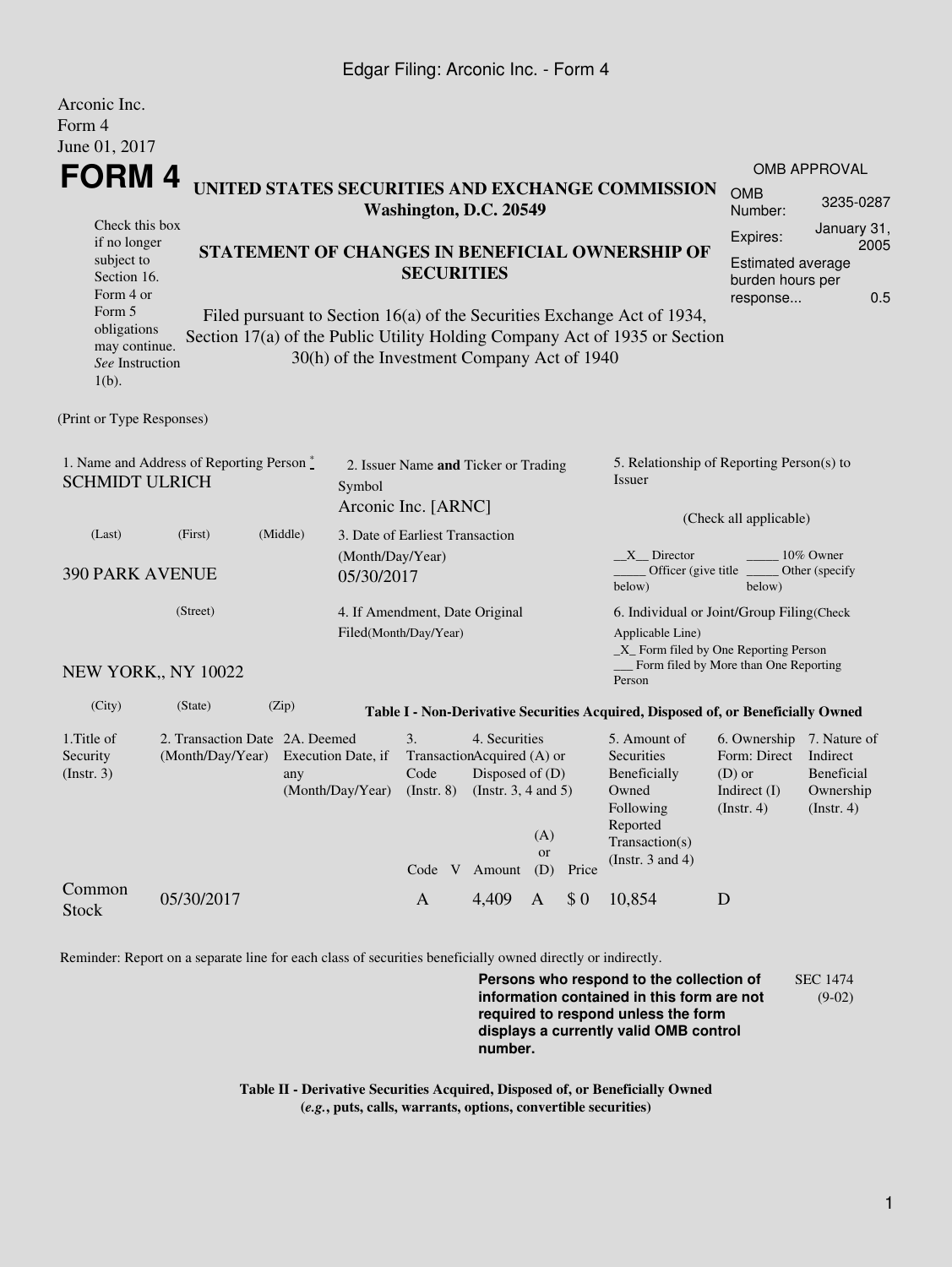Arconic Inc.
Form 4
June 01, 2017

# FORM 4

**UNITED STATES SECURITIES AND EXCHANGE COMMISSION**
**Washington, D.C. 20549**

| OMB APPROVAL | |
|---|---|
| OMB Number: | 3235-0287 |
| Expires: | January 31, 2005 |
| Estimated average burden hours per response... | 0.5 |

Check this box if no longer subject to Section 16. Form 4 or Form 5 obligations may continue. *See* Instruction 1(b).

**STATEMENT OF CHANGES IN BENEFICIAL OWNERSHIP OF SECURITIES**

Filed pursuant to Section 16(a) of the Securities Exchange Act of 1934, Section 17(a) of the Public Utility Holding Company Act of 1935 or Section 30(h) of the Investment Company Act of 1940

(Print or Type Responses)

1. Name and Address of Reporting Person *
SCHMIDT ULRICH

(Last) (First) (Middle)

390 PARK AVENUE

(Street)

NEW YORK,, NY 10022

(City) (State) (Zip)

2. Issuer Name **and** Ticker or Trading Symbol
Arconic Inc. [ARNC]

3. Date of Earliest Transaction (Month/Day/Year)
05/30/2017

4. If Amendment, Date Original Filed(Month/Day/Year)

5. Relationship of Reporting Person(s) to Issuer

(Check all applicable)

\_\_X\_\_ Director \_\_\_\_\_ 10% Owner
\_\_\_\_\_ Officer (give title below) \_\_\_\_\_ Other (specify below)

6. Individual or Joint/Group Filing(Check Applicable Line)
\_X\_ Form filed by One Reporting Person
\_\_\_ Form filed by More than One Reporting Person

**Table I - Non-Derivative Securities Acquired, Disposed of, or Beneficially Owned**

| 1.Title of Security (Instr. 3) | 2. Transaction Date (Month/Day/Year) | 2A. Deemed Execution Date, if any (Month/Day/Year) | 3. Transaction Code (Instr. 8) | | 4. Securities Acquired (A) or Disposed of (D) (Instr. 3, 4 and 5) | | | 5. Amount of Securities Beneficially Owned Following Reported Transaction(s) (Instr. 3 and 4) | 6. Ownership Form: Direct (D) or Indirect (I) (Instr. 4) | 7. Nature of Indirect Beneficial Ownership (Instr. 4) |
|---|---|---|---|---|---|---|---|---|---|---|
| | | | Code | V | Amount | (A) or (D) | Price | | | |
| Common Stock | 05/30/2017 | | A | | 4,409 | A | $ 0 | 10,854 | D | |

Reminder: Report on a separate line for each class of securities beneficially owned directly or indirectly.

**Persons who respond to the collection of information contained in this form are not required to respond unless the form displays a currently valid OMB control number.**

SEC 1474 (9-02)

**Table II - Derivative Securities Acquired, Disposed of, or Beneficially Owned**
**(*e.g.*, puts, calls, warrants, options, convertible securities)**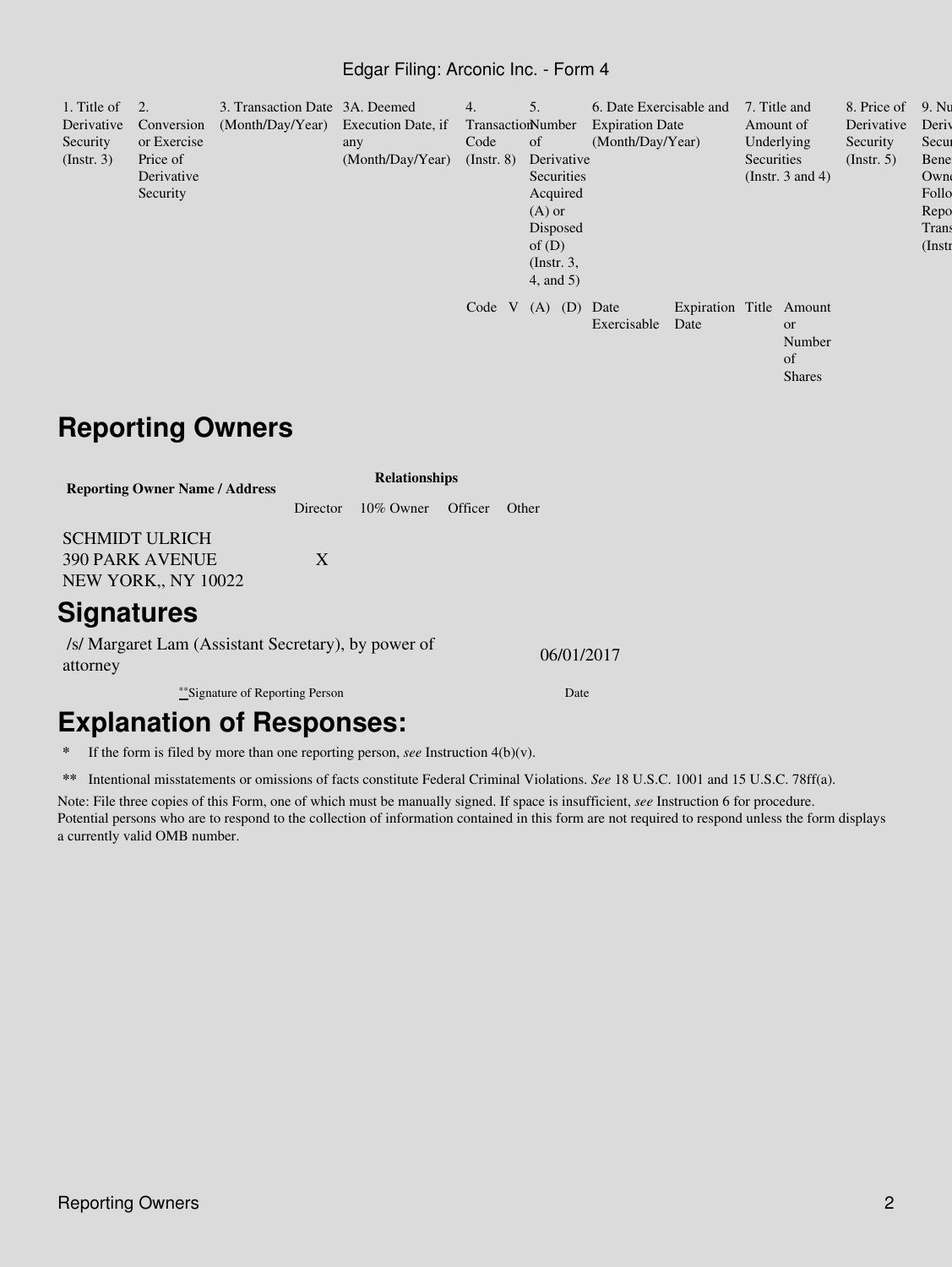| 1. Title of Derivative Security (Instr. 3) | 2. Conversion or Exercise Price of Derivative Security | 3. Transaction Date (Month/Day/Year) | 3A. Deemed Execution Date, if any (Month/Day/Year) | 4. Transaction Code (Instr. 8) | | 5. Number of Derivative Securities Acquired (A) or Disposed of (D) (Instr. 3, 4, and 5) | | 6. Date Exercisable and Expiration Date (Month/Day/Year) | | 7. Title and Amount of Underlying Securities (Instr. 3 and 4) | | 8. Price of Derivative Security (Instr. 5) | 9. Nu Deriv Secur Bene Owne Follo Repo Trans (Instr |
|---|---|---|---|---|---|---|---|---|---|---|---|---|---|
| | | | | Code | V | (A) | (D) | Date Exercisable | Expiration Date | Title | Amount or Number of Shares | | |

## Reporting Owners

| Reporting Owner Name / Address | Relationships | | | |
|---|---|---|---|---|
| | Director | 10% Owner | Officer | Other |
| SCHMIDT ULRICH<br>390 PARK AVENUE<br>NEW YORK,, NY 10022 | X | | | |

## Signatures

| | |
|---|---|
| /s/ Margaret Lam (Assistant Secretary), by power of attorney | 06/01/2017 |
| **Signature of Reporting Person | Date |

## Explanation of Responses:

\* If the form is filed by more than one reporting person, *see* Instruction 4(b)(v).

\** Intentional misstatements or omissions of facts constitute Federal Criminal Violations. *See* 18 U.S.C. 1001 and 15 U.S.C. 78ff(a).

Note: File three copies of this Form, one of which must be manually signed. If space is insufficient, *see* Instruction 6 for procedure.
Potential persons who are to respond to the collection of information contained in this form are not required to respond unless the form displays a currently valid OMB number.